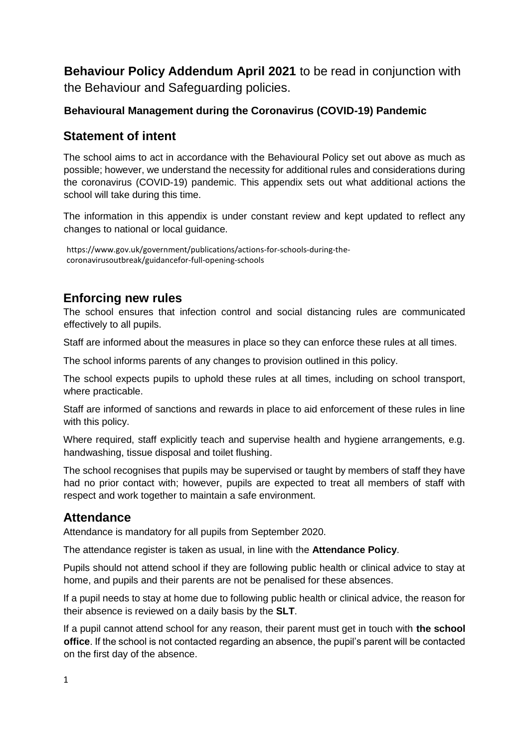**Behaviour Policy Addendum April 2021** to be read in conjunction with the Behaviour and Safeguarding policies.

**Behavioural Management during the Coronavirus (COVID-19) Pandemic**

## Statement of intent

The school aims to act in accordance with the Behavioural Policy set out above as much as possible; however, we understand the necessity for additional rules and considerations during the coronavirus (COVID-19) pandemic. This appendix sets out what additional actions the school will take during this time.

The information in this appendix is under constant review and kept updated to reflect any changes to national or local guidance.

https://www.gov.uk/government/publications/actions-for-schools-during-the-coronavirusoutbreak/guidancefor-full-opening-schools

## Enforcing new rules

The school ensures that infection control and social distancing rules are communicated effectively to all pupils.

Staff are informed about the measures in place so they can enforce these rules at all times.

The school informs parents of any changes to provision outlined in this policy.

The school expects pupils to uphold these rules at all times, including on school transport, where practicable.

Staff are informed of sanctions and rewards in place to aid enforcement of these rules in line with this policy.

Where required, staff explicitly teach and supervise health and hygiene arrangements, e.g. handwashing, tissue disposal and toilet flushing.

The school recognises that pupils may be supervised or taught by members of staff they have had no prior contact with; however, pupils are expected to treat all members of staff with respect and work together to maintain a safe environment.

## Attendance

Attendance is mandatory for all pupils from September 2020.

The attendance register is taken as usual, in line with the **Attendance Policy**.

Pupils should not attend school if they are following public health or clinical advice to stay at home, and pupils and their parents are not be penalised for these absences.

If a pupil needs to stay at home due to following public health or clinical advice, the reason for their absence is reviewed on a daily basis by the **SLT**.

If a pupil cannot attend school for any reason, their parent must get in touch with **the school office**. If the school is not contacted regarding an absence, the pupil's parent will be contacted on the first day of the absence.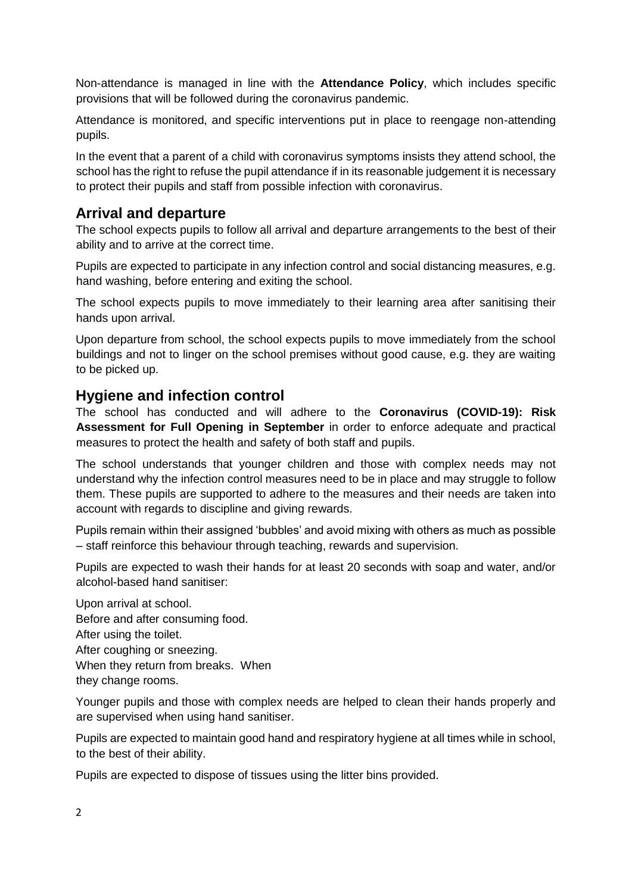Non-attendance is managed in line with the **Attendance Policy**, which includes specific provisions that will be followed during the coronavirus pandemic.

Attendance is monitored, and specific interventions put in place to reengage non-attending pupils.

In the event that a parent of a child with coronavirus symptoms insists they attend school, the school has the right to refuse the pupil attendance if in its reasonable judgement it is necessary to protect their pupils and staff from possible infection with coronavirus.

## Arrival and departure

The school expects pupils to follow all arrival and departure arrangements to the best of their ability and to arrive at the correct time.

Pupils are expected to participate in any infection control and social distancing measures, e.g. hand washing, before entering and exiting the school.

The school expects pupils to move immediately to their learning area after sanitising their hands upon arrival.

Upon departure from school, the school expects pupils to move immediately from the school buildings and not to linger on the school premises without good cause, e.g. they are waiting to be picked up.

## Hygiene and infection control

The school has conducted and will adhere to the **Coronavirus (COVID-19): Risk Assessment for Full Opening in September** in order to enforce adequate and practical measures to protect the health and safety of both staff and pupils.

The school understands that younger children and those with complex needs may not understand why the infection control measures need to be in place and may struggle to follow them. These pupils are supported to adhere to the measures and their needs are taken into account with regards to discipline and giving rewards.

Pupils remain within their assigned 'bubbles' and avoid mixing with others as much as possible – staff reinforce this behaviour through teaching, rewards and supervision.

Pupils are expected to wash their hands for at least 20 seconds with soap and water, and/or alcohol-based hand sanitiser:

- Upon arrival at school.
- Before and after consuming food.
- After using the toilet.
- After coughing or sneezing.
- When they return from breaks.
- When they change rooms.

Younger pupils and those with complex needs are helped to clean their hands properly and are supervised when using hand sanitiser.

Pupils are expected to maintain good hand and respiratory hygiene at all times while in school, to the best of their ability.

Pupils are expected to dispose of tissues using the litter bins provided.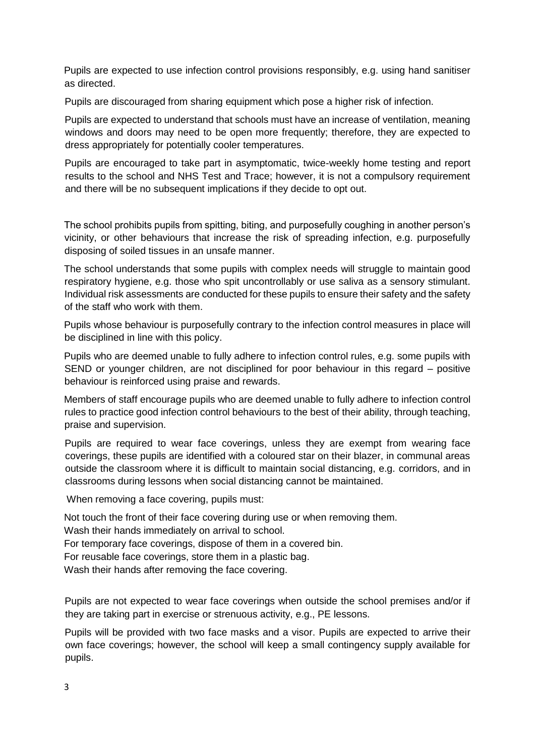Pupils are expected to use infection control provisions responsibly, e.g. using hand sanitiser as directed.

Pupils are discouraged from sharing equipment which pose a higher risk of infection.

Pupils are expected to understand that schools must have an increase of ventilation, meaning windows and doors may need to be open more frequently; therefore, they are expected to dress appropriately for potentially cooler temperatures.

Pupils are encouraged to take part in asymptomatic, twice-weekly home testing and report results to the school and NHS Test and Trace; however, it is not a compulsory requirement and there will be no subsequent implications if they decide to opt out.

The school prohibits pupils from spitting, biting, and purposefully coughing in another person's vicinity, or other behaviours that increase the risk of spreading infection, e.g. purposefully disposing of soiled tissues in an unsafe manner.

The school understands that some pupils with complex needs will struggle to maintain good respiratory hygiene, e.g. those who spit uncontrollably or use saliva as a sensory stimulant. Individual risk assessments are conducted for these pupils to ensure their safety and the safety of the staff who work with them.

Pupils whose behaviour is purposefully contrary to the infection control measures in place will be disciplined in line with this policy.

Pupils who are deemed unable to fully adhere to infection control rules, e.g. some pupils with SEND or younger children, are not disciplined for poor behaviour in this regard – positive behaviour is reinforced using praise and rewards.

Members of staff encourage pupils who are deemed unable to fully adhere to infection control rules to practice good infection control behaviours to the best of their ability, through teaching, praise and supervision.

Pupils are required to wear face coverings, unless they are exempt from wearing face coverings, these pupils are identified with a coloured star on their blazer, in communal areas outside the classroom where it is difficult to maintain social distancing, e.g. corridors, and in classrooms during lessons when social distancing cannot be maintained.

When removing a face covering, pupils must:

Not touch the front of their face covering during use or when removing them.
Wash their hands immediately on arrival to school.
For temporary face coverings, dispose of them in a covered bin.
For reusable face coverings, store them in a plastic bag.
Wash their hands after removing the face covering.

Pupils are not expected to wear face coverings when outside the school premises and/or if they are taking part in exercise or strenuous activity, e.g., PE lessons.

Pupils will be provided with two face masks and a visor. Pupils are expected to arrive their own face coverings; however, the school will keep a small contingency supply available for pupils.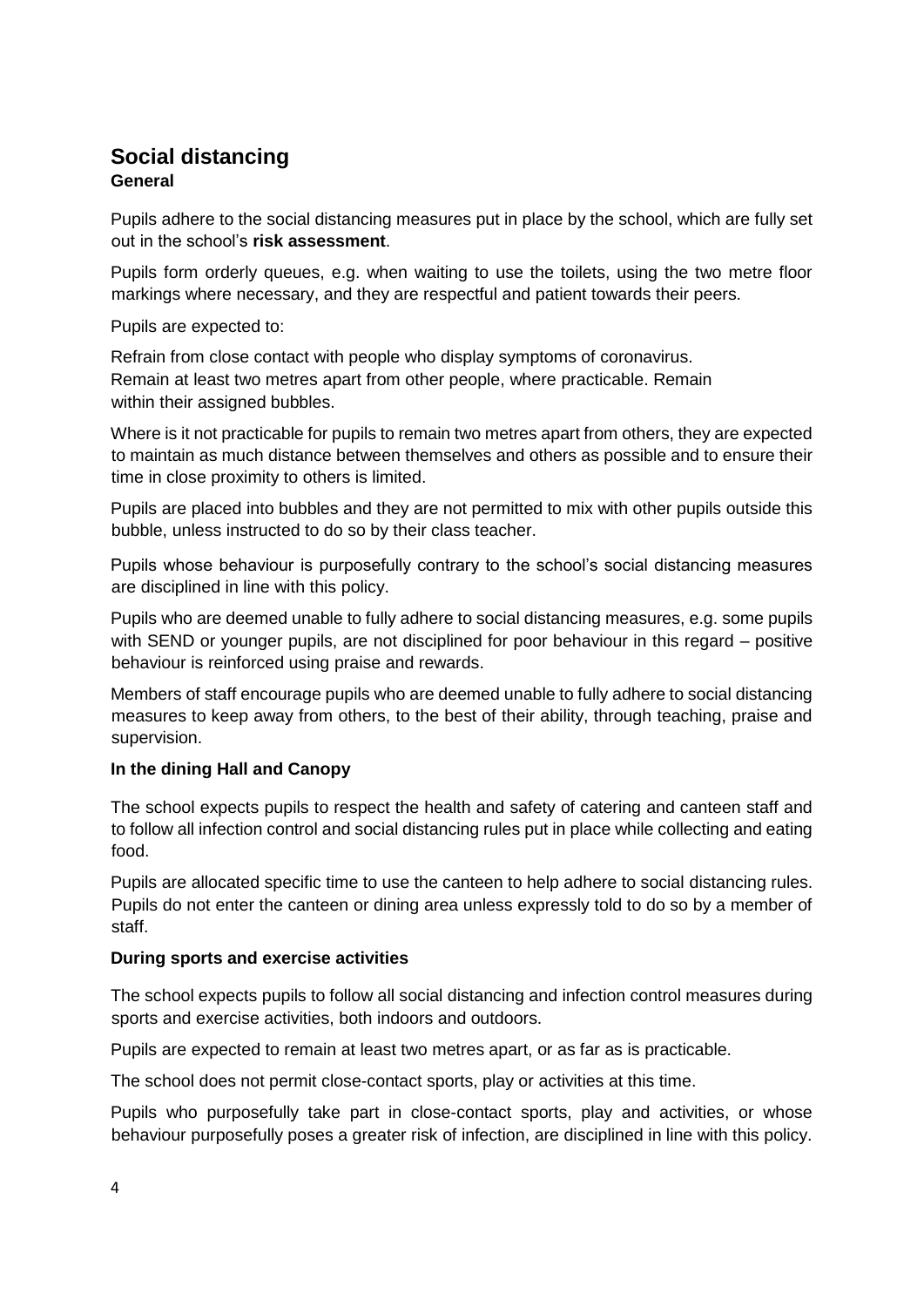## Social distancing

### General

Pupils adhere to the social distancing measures put in place by the school, which are fully set out in the school's **risk assessment**.

Pupils form orderly queues, e.g. when waiting to use the toilets, using the two metre floor markings where necessary, and they are respectful and patient towards their peers.

Pupils are expected to:

Refrain from close contact with people who display symptoms of coronavirus.
Remain at least two metres apart from other people, where practicable. Remain within their assigned bubbles.

Where is it not practicable for pupils to remain two metres apart from others, they are expected to maintain as much distance between themselves and others as possible and to ensure their time in close proximity to others is limited.

Pupils are placed into bubbles and they are not permitted to mix with other pupils outside this bubble, unless instructed to do so by their class teacher.

Pupils whose behaviour is purposefully contrary to the school's social distancing measures are disciplined in line with this policy.

Pupils who are deemed unable to fully adhere to social distancing measures, e.g. some pupils with SEND or younger pupils, are not disciplined for poor behaviour in this regard – positive behaviour is reinforced using praise and rewards.

Members of staff encourage pupils who are deemed unable to fully adhere to social distancing measures to keep away from others, to the best of their ability, through teaching, praise and supervision.

### In the dining Hall and Canopy

The school expects pupils to respect the health and safety of catering and canteen staff and to follow all infection control and social distancing rules put in place while collecting and eating food.

Pupils are allocated specific time to use the canteen to help adhere to social distancing rules. Pupils do not enter the canteen or dining area unless expressly told to do so by a member of staff.

### During sports and exercise activities

The school expects pupils to follow all social distancing and infection control measures during sports and exercise activities, both indoors and outdoors.

Pupils are expected to remain at least two metres apart, or as far as is practicable.

The school does not permit close-contact sports, play or activities at this time.

Pupils who purposefully take part in close-contact sports, play and activities, or whose behaviour purposefully poses a greater risk of infection, are disciplined in line with this policy.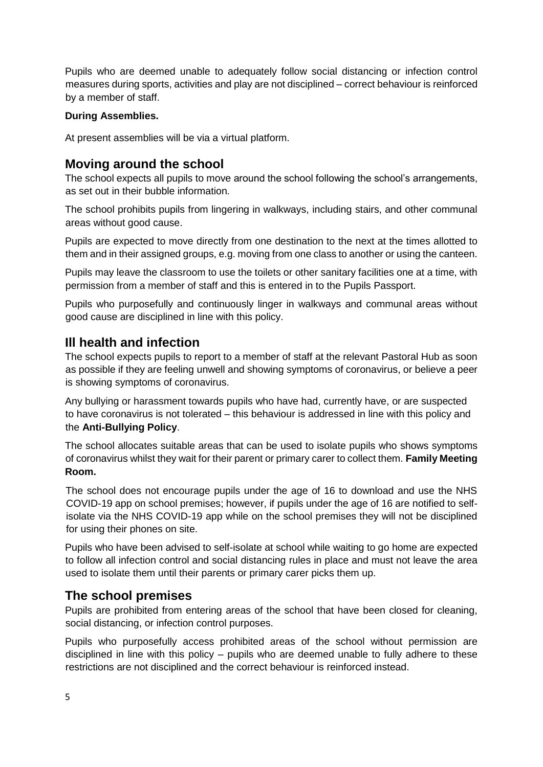Pupils who are deemed unable to adequately follow social distancing or infection control measures during sports, activities and play are not disciplined – correct behaviour is reinforced by a member of staff.

**During Assemblies.**

At present assemblies will be via a virtual platform.

## Moving around the school

The school expects all pupils to move around the school following the school's arrangements, as set out in their bubble information.

The school prohibits pupils from lingering in walkways, including stairs, and other communal areas without good cause.

Pupils are expected to move directly from one destination to the next at the times allotted to them and in their assigned groups, e.g. moving from one class to another or using the canteen.

Pupils may leave the classroom to use the toilets or other sanitary facilities one at a time, with permission from a member of staff and this is entered in to the Pupils Passport.

Pupils who purposefully and continuously linger in walkways and communal areas without good cause are disciplined in line with this policy.

## Ill health and infection

The school expects pupils to report to a member of staff at the relevant Pastoral Hub as soon as possible if they are feeling unwell and showing symptoms of coronavirus, or believe a peer is showing symptoms of coronavirus.

Any bullying or harassment towards pupils who have had, currently have, or are suspected to have coronavirus is not tolerated – this behaviour is addressed in line with this policy and the **Anti-Bullying Policy**.

The school allocates suitable areas that can be used to isolate pupils who shows symptoms of coronavirus whilst they wait for their parent or primary carer to collect them. **Family Meeting Room.**

The school does not encourage pupils under the age of 16 to download and use the NHS COVID-19 app on school premises; however, if pupils under the age of 16 are notified to self-isolate via the NHS COVID-19 app while on the school premises they will not be disciplined for using their phones on site.

Pupils who have been advised to self-isolate at school while waiting to go home are expected to follow all infection control and social distancing rules in place and must not leave the area used to isolate them until their parents or primary carer picks them up.

## The school premises

Pupils are prohibited from entering areas of the school that have been closed for cleaning, social distancing, or infection control purposes.

Pupils who purposefully access prohibited areas of the school without permission are disciplined in line with this policy – pupils who are deemed unable to fully adhere to these restrictions are not disciplined and the correct behaviour is reinforced instead.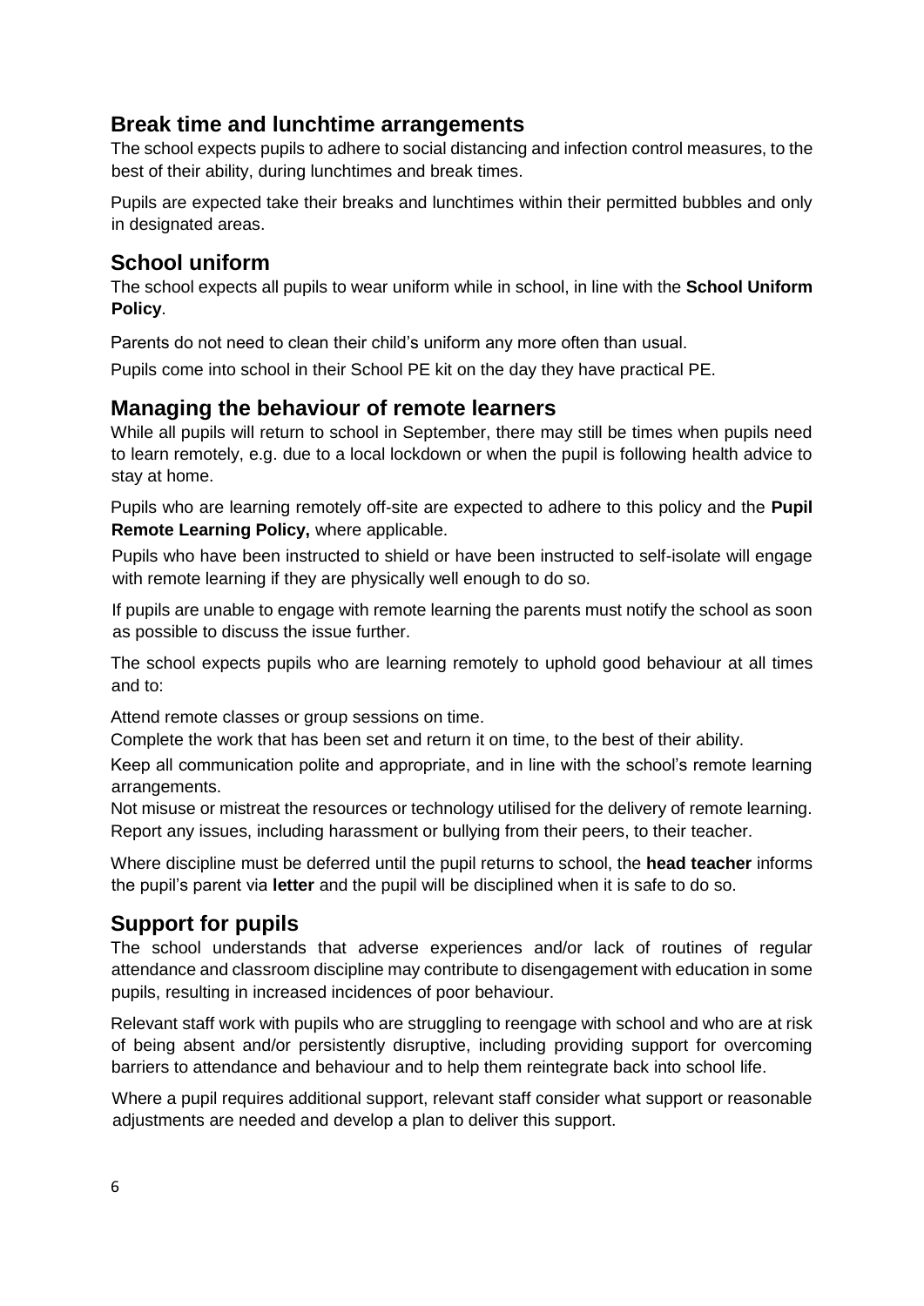## Break time and lunchtime arrangements

The school expects pupils to adhere to social distancing and infection control measures, to the best of their ability, during lunchtimes and break times.

Pupils are expected take their breaks and lunchtimes within their permitted bubbles and only in designated areas.

## School uniform

The school expects all pupils to wear uniform while in school, in line with the **School Uniform Policy**.

Parents do not need to clean their child's uniform any more often than usual.

Pupils come into school in their School PE kit on the day they have practical PE.

## Managing the behaviour of remote learners

While all pupils will return to school in September, there may still be times when pupils need to learn remotely, e.g. due to a local lockdown or when the pupil is following health advice to stay at home.

Pupils who are learning remotely off-site are expected to adhere to this policy and the **Pupil Remote Learning Policy,** where applicable.

Pupils who have been instructed to shield or have been instructed to self-isolate will engage with remote learning if they are physically well enough to do so.

If pupils are unable to engage with remote learning the parents must notify the school as soon as possible to discuss the issue further.

The school expects pupils who are learning remotely to uphold good behaviour at all times and to:

Attend remote classes or group sessions on time.

Complete the work that has been set and return it on time, to the best of their ability.

Keep all communication polite and appropriate, and in line with the school's remote learning arrangements.

Not misuse or mistreat the resources or technology utilised for the delivery of remote learning.

Report any issues, including harassment or bullying from their peers, to their teacher.

Where discipline must be deferred until the pupil returns to school, the **head teacher** informs the pupil's parent via **letter** and the pupil will be disciplined when it is safe to do so.

## Support for pupils

The school understands that adverse experiences and/or lack of routines of regular attendance and classroom discipline may contribute to disengagement with education in some pupils, resulting in increased incidences of poor behaviour.

Relevant staff work with pupils who are struggling to reengage with school and who are at risk of being absent and/or persistently disruptive, including providing support for overcoming barriers to attendance and behaviour and to help them reintegrate back into school life.

Where a pupil requires additional support, relevant staff consider what support or reasonable adjustments are needed and develop a plan to deliver this support.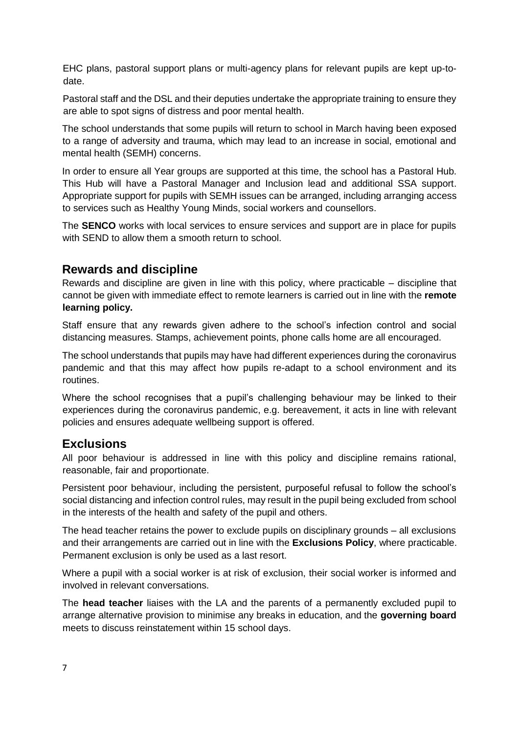EHC plans, pastoral support plans or multi-agency plans for relevant pupils are kept up-to-date.

Pastoral staff and the DSL and their deputies undertake the appropriate training to ensure they are able to spot signs of distress and poor mental health.

The school understands that some pupils will return to school in March having been exposed to a range of adversity and trauma, which may lead to an increase in social, emotional and mental health (SEMH) concerns.

In order to ensure all Year groups are supported at this time, the school has a Pastoral Hub. This Hub will have a Pastoral Manager and Inclusion lead and additional SSA support. Appropriate support for pupils with SEMH issues can be arranged, including arranging access to services such as Healthy Young Minds, social workers and counsellors.

The **SENCO** works with local services to ensure services and support are in place for pupils with SEND to allow them a smooth return to school.

## Rewards and discipline

Rewards and discipline are given in line with this policy, where practicable – discipline that cannot be given with immediate effect to remote learners is carried out in line with the **remote learning policy.**

Staff ensure that any rewards given adhere to the school's infection control and social distancing measures. Stamps, achievement points, phone calls home are all encouraged.

The school understands that pupils may have had different experiences during the coronavirus pandemic and that this may affect how pupils re-adapt to a school environment and its routines.

Where the school recognises that a pupil's challenging behaviour may be linked to their experiences during the coronavirus pandemic, e.g. bereavement, it acts in line with relevant policies and ensures adequate wellbeing support is offered.

## Exclusions

All poor behaviour is addressed in line with this policy and discipline remains rational, reasonable, fair and proportionate.

Persistent poor behaviour, including the persistent, purposeful refusal to follow the school's social distancing and infection control rules, may result in the pupil being excluded from school in the interests of the health and safety of the pupil and others.

The head teacher retains the power to exclude pupils on disciplinary grounds – all exclusions and their arrangements are carried out in line with the **Exclusions Policy**, where practicable. Permanent exclusion is only be used as a last resort.

Where a pupil with a social worker is at risk of exclusion, their social worker is informed and involved in relevant conversations.

The **head teacher** liaises with the LA and the parents of a permanently excluded pupil to arrange alternative provision to minimise any breaks in education, and the **governing board** meets to discuss reinstatement within 15 school days.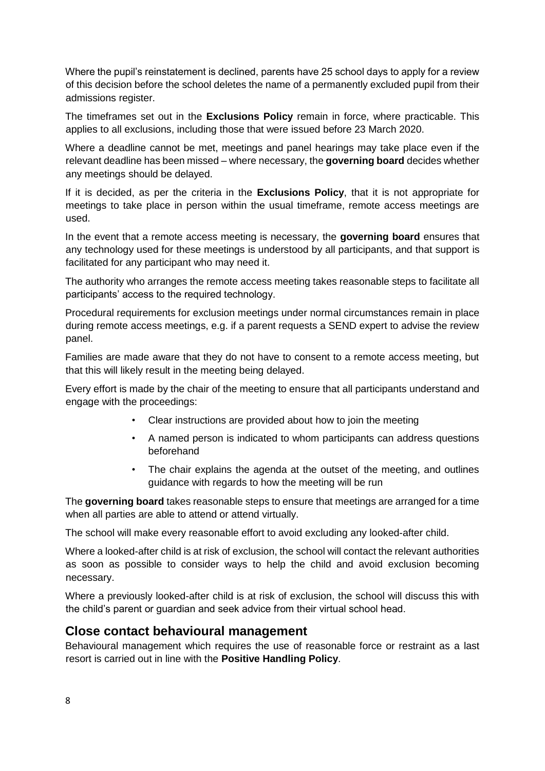Where the pupil's reinstatement is declined, parents have 25 school days to apply for a review of this decision before the school deletes the name of a permanently excluded pupil from their admissions register.

The timeframes set out in the **Exclusions Policy** remain in force, where practicable. This applies to all exclusions, including those that were issued before 23 March 2020.

Where a deadline cannot be met, meetings and panel hearings may take place even if the relevant deadline has been missed – where necessary, the **governing board** decides whether any meetings should be delayed.

If it is decided, as per the criteria in the **Exclusions Policy**, that it is not appropriate for meetings to take place in person within the usual timeframe, remote access meetings are used.

In the event that a remote access meeting is necessary, the **governing board** ensures that any technology used for these meetings is understood by all participants, and that support is facilitated for any participant who may need it.

The authority who arranges the remote access meeting takes reasonable steps to facilitate all participants' access to the required technology.

Procedural requirements for exclusion meetings under normal circumstances remain in place during remote access meetings, e.g. if a parent requests a SEND expert to advise the review panel.

Families are made aware that they do not have to consent to a remote access meeting, but that this will likely result in the meeting being delayed.

Every effort is made by the chair of the meeting to ensure that all participants understand and engage with the proceedings:

- Clear instructions are provided about how to join the meeting
- A named person is indicated to whom participants can address questions beforehand
- The chair explains the agenda at the outset of the meeting, and outlines guidance with regards to how the meeting will be run

The **governing board** takes reasonable steps to ensure that meetings are arranged for a time when all parties are able to attend or attend virtually.

The school will make every reasonable effort to avoid excluding any looked-after child.

Where a looked-after child is at risk of exclusion, the school will contact the relevant authorities as soon as possible to consider ways to help the child and avoid exclusion becoming necessary.

Where a previously looked-after child is at risk of exclusion, the school will discuss this with the child's parent or guardian and seek advice from their virtual school head.

## Close contact behavioural management

Behavioural management which requires the use of reasonable force or restraint as a last resort is carried out in line with the **Positive Handling Policy**.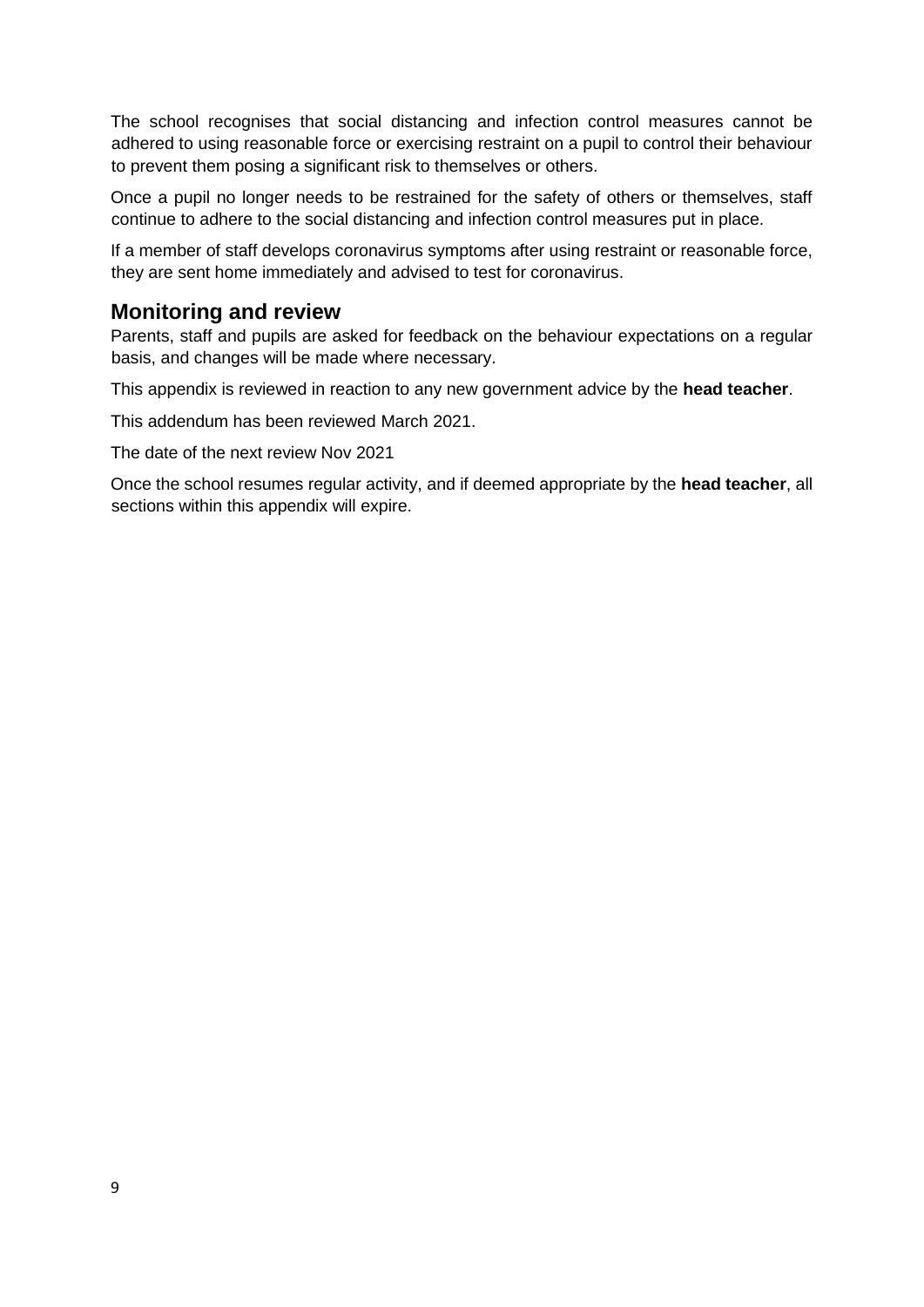The school recognises that social distancing and infection control measures cannot be adhered to using reasonable force or exercising restraint on a pupil to control their behaviour to prevent them posing a significant risk to themselves or others.

Once a pupil no longer needs to be restrained for the safety of others or themselves, staff continue to adhere to the social distancing and infection control measures put in place.

If a member of staff develops coronavirus symptoms after using restraint or reasonable force, they are sent home immediately and advised to test for coronavirus.

## Monitoring and review

Parents, staff and pupils are asked for feedback on the behaviour expectations on a regular basis, and changes will be made where necessary.

This appendix is reviewed in reaction to any new government advice by the **head teacher**.

This addendum has been reviewed March 2021.

The date of the next review Nov 2021

Once the school resumes regular activity, and if deemed appropriate by the **head teacher**, all sections within this appendix will expire.